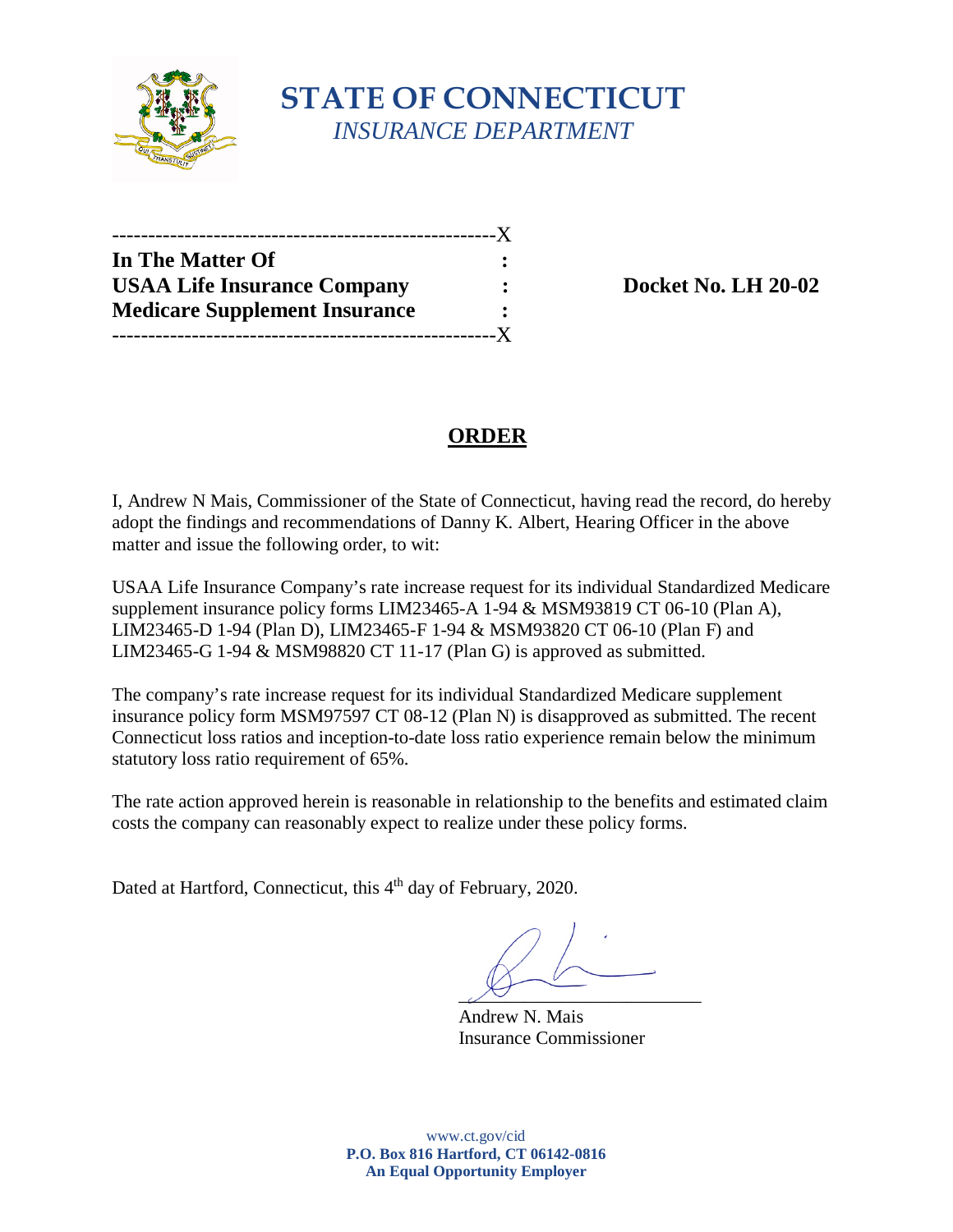# STATE OF CONNECTICUT

*INSURANCE DEPARTMENT*

-----------------------------------------------------X

**In The Matter Of** :

**USAA Life Insurance Company** : **Docket No. LH 20-02**

**Medicare Supplement Insurance** :

-----------------------------------------------------X

## ORDER

I, Andrew N Mais, Commissioner of the State of Connecticut, having read the record, do hereby adopt the findings and recommendations of Danny K. Albert, Hearing Officer in the above matter and issue the following order, to wit:

USAA Life Insurance Company's rate increase request for its individual Standardized Medicare supplement insurance policy forms LIM23465-A 1-94 & MSM93819 CT 06-10 (Plan A), LIM23465-D 1-94 (Plan D), LIM23465-F 1-94 & MSM93820 CT 06-10 (Plan F) and LIM23465-G 1-94 & MSM98820 CT 11-17 (Plan G) is approved as submitted.

The company's rate increase request for its individual Standardized Medicare supplement insurance policy form MSM97597 CT 08-12 (Plan N) is disapproved as submitted. The recent Connecticut loss ratios and inception-to-date loss ratio experience remain below the minimum statutory loss ratio requirement of 65%.

The rate action approved herein is reasonable in relationship to the benefits and estimated claim costs the company can reasonably expect to realize under these policy forms.

Dated at Hartford, Connecticut, this 4th day of February, 2020.

Andrew N. Mais
Insurance Commissioner

www.ct.gov/cid
**P.O. Box 816 Hartford, CT 06142-0816**
**An Equal Opportunity Employer**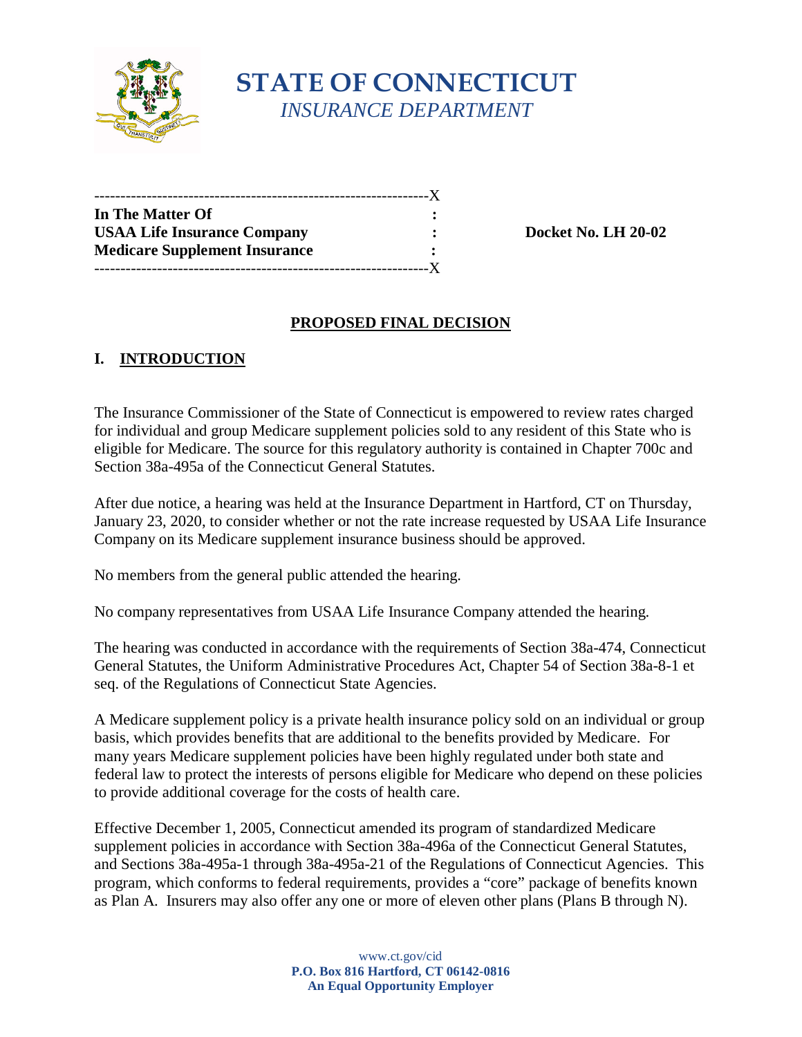# STATE OF CONNECTICUT
*INSURANCE DEPARTMENT*

```
----------------------------------------------------------------X
In The Matter Of                                        :
USAA Life Insurance Company                             :        Docket No. LH 20-02
Medicare Supplement Insurance                           :
----------------------------------------------------------------X
```

**In The Matter Of**
**USAA Life Insurance Company**
**Medicare Supplement Insurance**

**Docket No. LH 20-02**

## PROPOSED FINAL DECISION

## I. INTRODUCTION

The Insurance Commissioner of the State of Connecticut is empowered to review rates charged for individual and group Medicare supplement policies sold to any resident of this State who is eligible for Medicare. The source for this regulatory authority is contained in Chapter 700c and Section 38a-495a of the Connecticut General Statutes.

After due notice, a hearing was held at the Insurance Department in Hartford, CT on Thursday, January 23, 2020, to consider whether or not the rate increase requested by USAA Life Insurance Company on its Medicare supplement insurance business should be approved.

No members from the general public attended the hearing.

No company representatives from USAA Life Insurance Company attended the hearing.

The hearing was conducted in accordance with the requirements of Section 38a-474, Connecticut General Statutes, the Uniform Administrative Procedures Act, Chapter 54 of Section 38a-8-1 et seq. of the Regulations of Connecticut State Agencies.

A Medicare supplement policy is a private health insurance policy sold on an individual or group basis, which provides benefits that are additional to the benefits provided by Medicare. For many years Medicare supplement policies have been highly regulated under both state and federal law to protect the interests of persons eligible for Medicare who depend on these policies to provide additional coverage for the costs of health care.

Effective December 1, 2005, Connecticut amended its program of standardized Medicare supplement policies in accordance with Section 38a-496a of the Connecticut General Statutes, and Sections 38a-495a-1 through 38a-495a-21 of the Regulations of Connecticut Agencies. This program, which conforms to federal requirements, provides a "core" package of benefits known as Plan A. Insurers may also offer any one or more of eleven other plans (Plans B through N).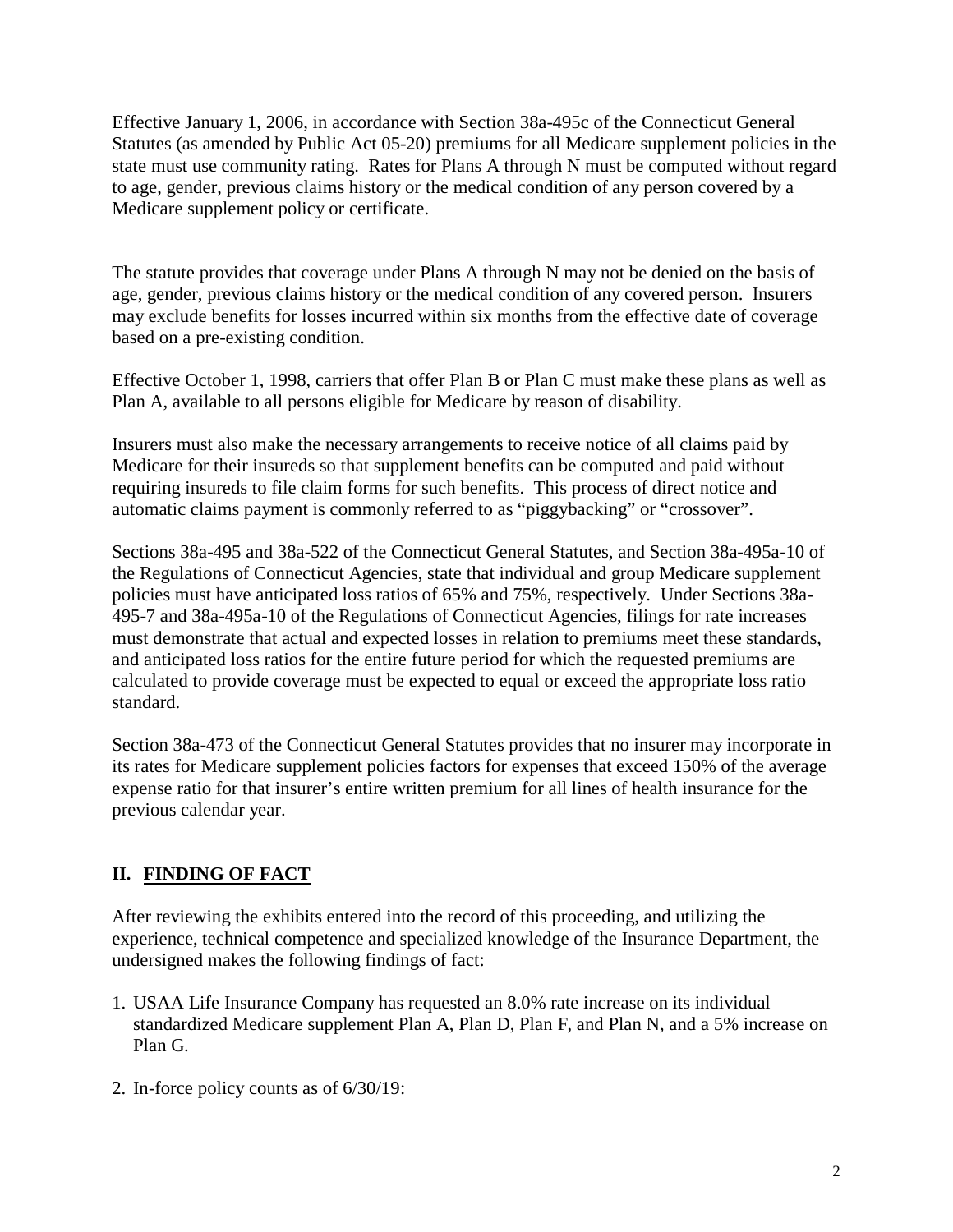Effective January 1, 2006, in accordance with Section 38a-495c of the Connecticut General Statutes (as amended by Public Act 05-20) premiums for all Medicare supplement policies in the state must use community rating. Rates for Plans A through N must be computed without regard to age, gender, previous claims history or the medical condition of any person covered by a Medicare supplement policy or certificate.

The statute provides that coverage under Plans A through N may not be denied on the basis of age, gender, previous claims history or the medical condition of any covered person. Insurers may exclude benefits for losses incurred within six months from the effective date of coverage based on a pre-existing condition.

Effective October 1, 1998, carriers that offer Plan B or Plan C must make these plans as well as Plan A, available to all persons eligible for Medicare by reason of disability.

Insurers must also make the necessary arrangements to receive notice of all claims paid by Medicare for their insureds so that supplement benefits can be computed and paid without requiring insureds to file claim forms for such benefits. This process of direct notice and automatic claims payment is commonly referred to as "piggybacking" or "crossover".

Sections 38a-495 and 38a-522 of the Connecticut General Statutes, and Section 38a-495a-10 of the Regulations of Connecticut Agencies, state that individual and group Medicare supplement policies must have anticipated loss ratios of 65% and 75%, respectively. Under Sections 38a-495-7 and 38a-495a-10 of the Regulations of Connecticut Agencies, filings for rate increases must demonstrate that actual and expected losses in relation to premiums meet these standards, and anticipated loss ratios for the entire future period for which the requested premiums are calculated to provide coverage must be expected to equal or exceed the appropriate loss ratio standard.

Section 38a-473 of the Connecticut General Statutes provides that no insurer may incorporate in its rates for Medicare supplement policies factors for expenses that exceed 150% of the average expense ratio for that insurer's entire written premium for all lines of health insurance for the previous calendar year.

## II. FINDING OF FACT

After reviewing the exhibits entered into the record of this proceeding, and utilizing the experience, technical competence and specialized knowledge of the Insurance Department, the undersigned makes the following findings of fact:

1. USAA Life Insurance Company has requested an 8.0% rate increase on its individual standardized Medicare supplement Plan A, Plan D, Plan F, and Plan N, and a 5% increase on Plan G.

2. In-force policy counts as of 6/30/19: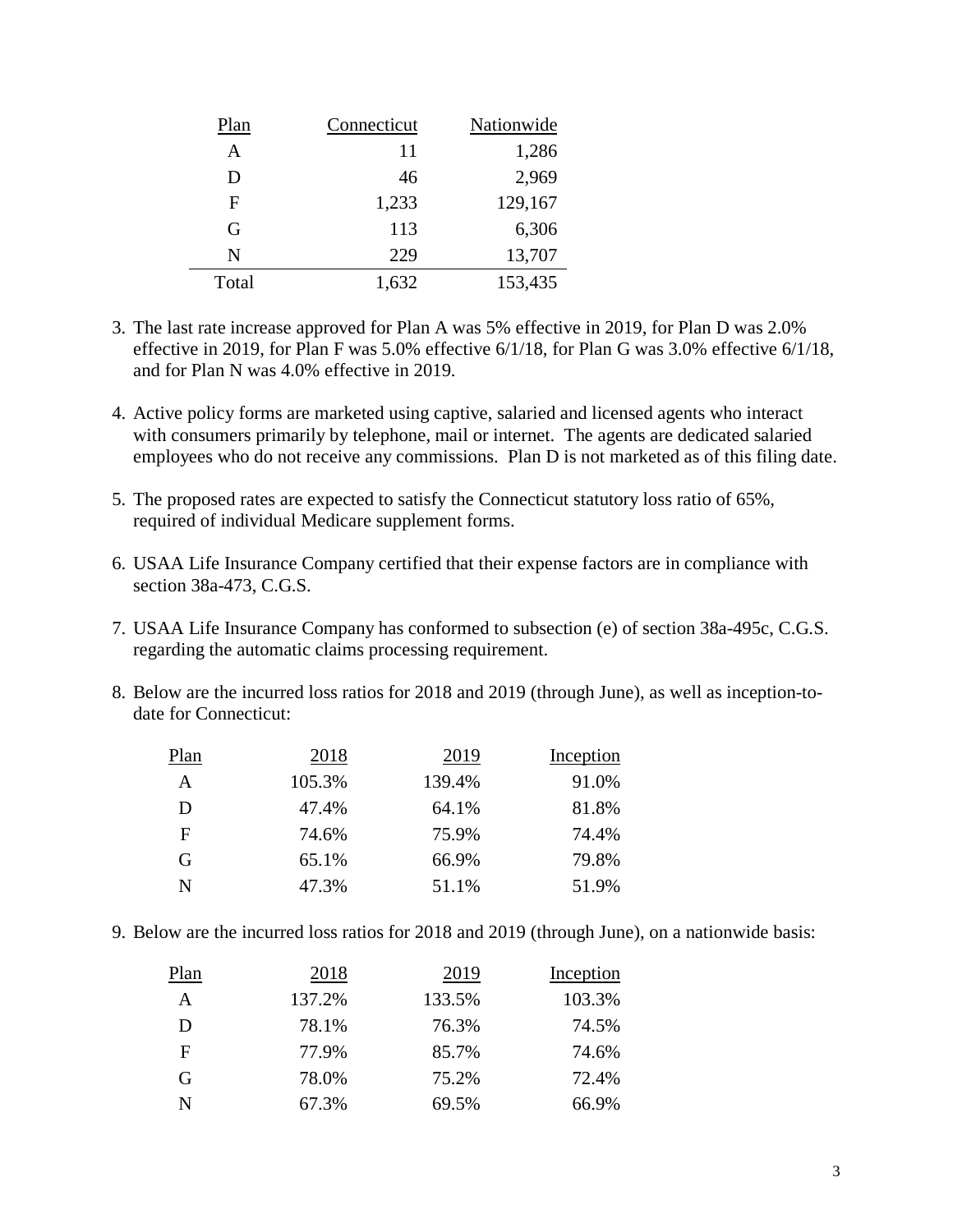| Plan | Connecticut | Nationwide |
|---|---|---|
| A | 11 | 1,286 |
| D | 46 | 2,969 |
| F | 1,233 | 129,167 |
| G | 113 | 6,306 |
| N | 229 | 13,707 |
| Total | 1,632 | 153,435 |

3. The last rate increase approved for Plan A was 5% effective in 2019, for Plan D was 2.0% effective in 2019, for Plan F was 5.0% effective 6/1/18, for Plan G was 3.0% effective 6/1/18, and for Plan N was 4.0% effective in 2019.

4. Active policy forms are marketed using captive, salaried and licensed agents who interact with consumers primarily by telephone, mail or internet. The agents are dedicated salaried employees who do not receive any commissions. Plan D is not marketed as of this filing date.

5. The proposed rates are expected to satisfy the Connecticut statutory loss ratio of 65%, required of individual Medicare supplement forms.

6. USAA Life Insurance Company certified that their expense factors are in compliance with section 38a-473, C.G.S.

7. USAA Life Insurance Company has conformed to subsection (e) of section 38a-495c, C.G.S. regarding the automatic claims processing requirement.

8. Below are the incurred loss ratios for 2018 and 2019 (through June), as well as inception-to-date for Connecticut:

| Plan | 2018 | 2019 | Inception |
|---|---|---|---|
| A | 105.3% | 139.4% | 91.0% |
| D | 47.4% | 64.1% | 81.8% |
| F | 74.6% | 75.9% | 74.4% |
| G | 65.1% | 66.9% | 79.8% |
| N | 47.3% | 51.1% | 51.9% |

9. Below are the incurred loss ratios for 2018 and 2019 (through June), on a nationwide basis:

| Plan | 2018 | 2019 | Inception |
|---|---|---|---|
| A | 137.2% | 133.5% | 103.3% |
| D | 78.1% | 76.3% | 74.5% |
| F | 77.9% | 85.7% | 74.6% |
| G | 78.0% | 75.2% | 72.4% |
| N | 67.3% | 69.5% | 66.9% |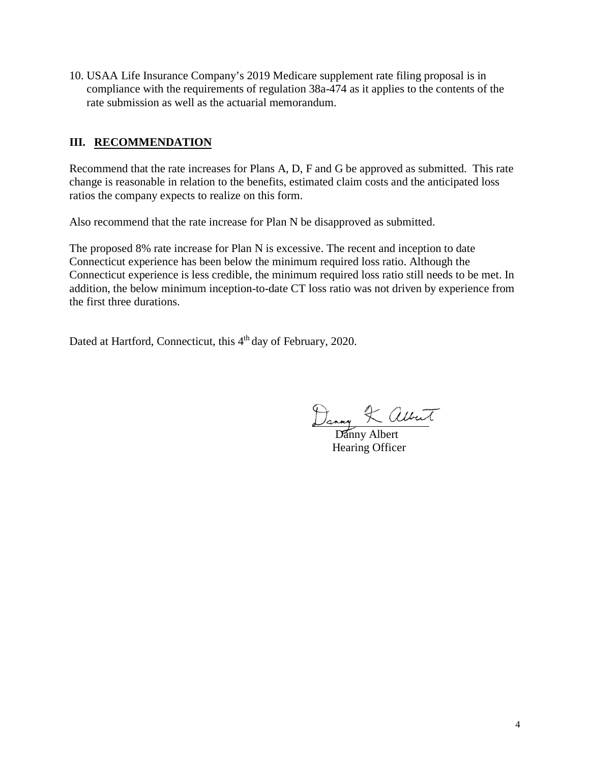10. USAA Life Insurance Company's 2019 Medicare supplement rate filing proposal is in compliance with the requirements of regulation 38a-474 as it applies to the contents of the rate submission as well as the actuarial memorandum.

## III. RECOMMENDATION

Recommend that the rate increases for Plans A, D, F and G be approved as submitted. This rate change is reasonable in relation to the benefits, estimated claim costs and the anticipated loss ratios the company expects to realize on this form.

Also recommend that the rate increase for Plan N be disapproved as submitted.

The proposed 8% rate increase for Plan N is excessive. The recent and inception to date Connecticut experience has been below the minimum required loss ratio. Although the Connecticut experience is less credible, the minimum required loss ratio still needs to be met. In addition, the below minimum inception-to-date CT loss ratio was not driven by experience from the first three durations.

Dated at Hartford, Connecticut, this 4th day of February, 2020.

Danny K Albert

Danny Albert
Hearing Officer